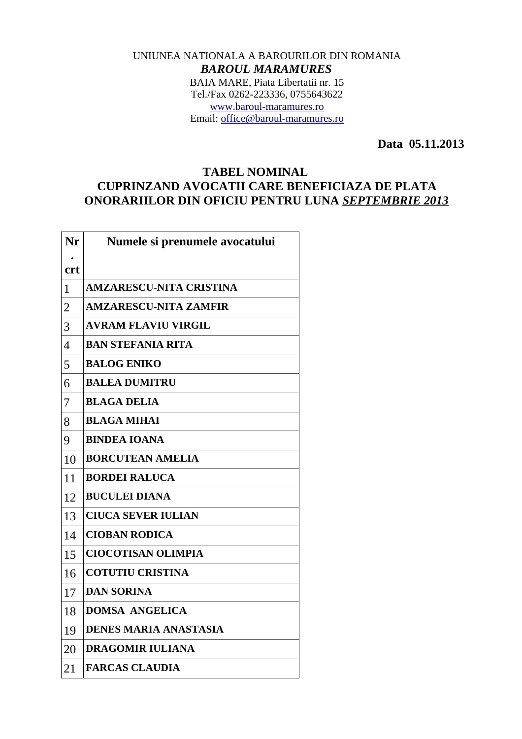UNIUNEA NATIONALA A BAROURILOR DIN ROMANIA

***BAROUL MARAMURES***

BAIA MARE, Piata Libertatii nr. 15

Tel./Fax 0262-223336, 0755643622

www.baroul-maramures.ro

Email: office@baroul-maramures.ro

**Data 05.11.2013**

## TABEL NOMINAL
## CUPRINZAND AVOCATII CARE BENEFICIAZA DE PLATA ONORARIILOR DIN OFICIU PENTRU LUNA *SEPTEMBRIE 2013*

| Nr. crt | Numele si prenumele avocatului |
|---|---|
| 1 | AMZARESCU-NITA CRISTINA |
| 2 | AMZARESCU-NITA ZAMFIR |
| 3 | AVRAM FLAVIU VIRGIL |
| 4 | BAN STEFANIA RITA |
| 5 | BALOG ENIKO |
| 6 | BALEA DUMITRU |
| 7 | BLAGA DELIA |
| 8 | BLAGA MIHAI |
| 9 | BINDEA IOANA |
| 10 | BORCUTEAN AMELIA |
| 11 | BORDEI RALUCA |
| 12 | BUCULEI DIANA |
| 13 | CIUCA SEVER IULIAN |
| 14 | CIOBAN RODICA |
| 15 | CIOCOTISAN OLIMPIA |
| 16 | COTUTIU CRISTINA |
| 17 | DAN SORINA |
| 18 | DOMSA ANGELICA |
| 19 | DENES MARIA ANASTASIA |
| 20 | DRAGOMIR IULIANA |
| 21 | FARCAS CLAUDIA |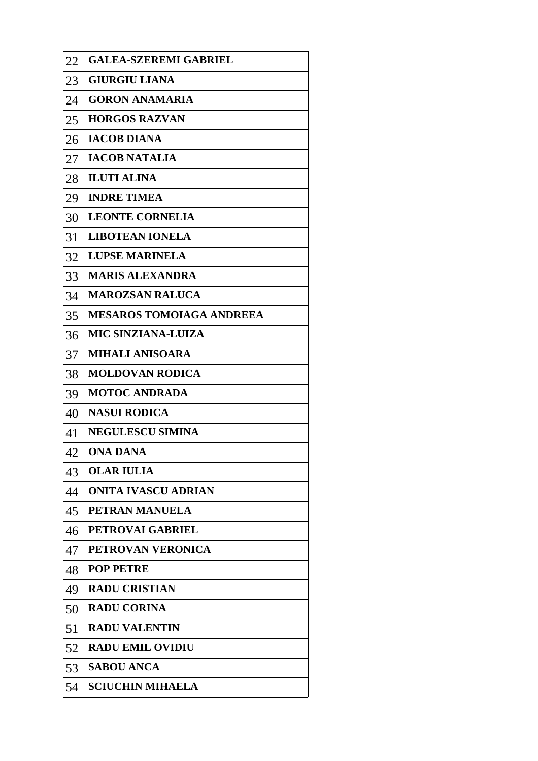| | |
|---|---|
| 22 | **GALEA-SZEREMI GABRIEL** |
| 23 | **GIURGIU LIANA** |
| 24 | **GORON ANAMARIA** |
| 25 | **HORGOS RAZVAN** |
| 26 | **IACOB DIANA** |
| 27 | **IACOB NATALIA** |
| 28 | **ILUTI ALINA** |
| 29 | **INDRE TIMEA** |
| 30 | **LEONTE CORNELIA** |
| 31 | **LIBOTEAN IONELA** |
| 32 | **LUPSE MARINELA** |
| 33 | **MARIS ALEXANDRA** |
| 34 | **MAROZSAN RALUCA** |
| 35 | **MESAROS TOMOIAGA ANDREEA** |
| 36 | **MIC SINZIANA-LUIZA** |
| 37 | **MIHALI ANISOARA** |
| 38 | **MOLDOVAN RODICA** |
| 39 | **MOTOC ANDRADA** |
| 40 | **NASUI RODICA** |
| 41 | **NEGULESCU SIMINA** |
| 42 | **ONA DANA** |
| 43 | **OLAR IULIA** |
| 44 | **ONITA IVASCU ADRIAN** |
| 45 | **PETRAN MANUELA** |
| 46 | **PETROVAI GABRIEL** |
| 47 | **PETROVAN VERONICA** |
| 48 | **POP PETRE** |
| 49 | **RADU CRISTIAN** |
| 50 | **RADU CORINA** |
| 51 | **RADU VALENTIN** |
| 52 | **RADU EMIL OVIDIU** |
| 53 | **SABOU ANCA** |
| 54 | **SCIUCHIN MIHAELA** |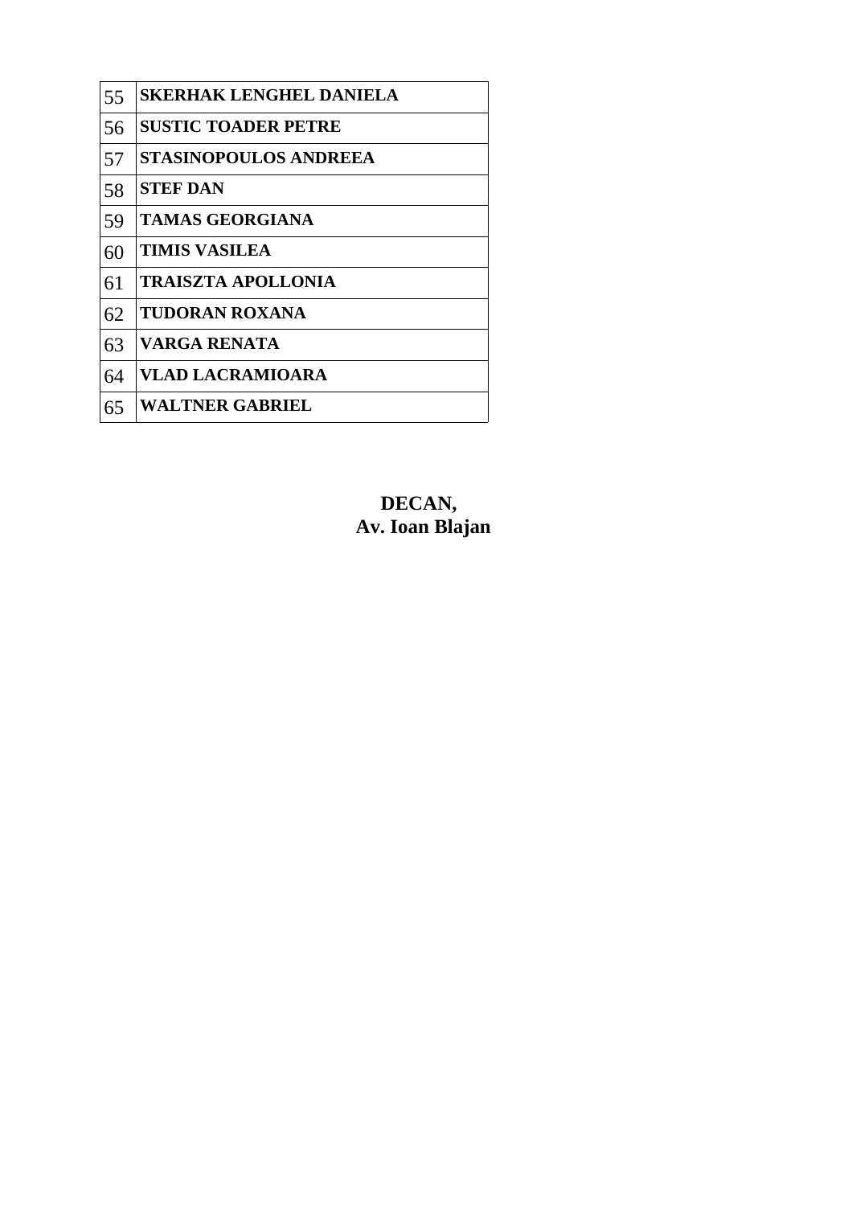| | |
|---|---|
| 55 | **SKERHAK LENGHEL DANIELA** |
| 56 | **SUSTIC TOADER PETRE** |
| 57 | **STASINOPOULOS ANDREEA** |
| 58 | **STEF DAN** |
| 59 | **TAMAS GEORGIANA** |
| 60 | **TIMIS VASILEA** |
| 61 | **TRAISZTA APOLLONIA** |
| 62 | **TUDORAN ROXANA** |
| 63 | **VARGA RENATA** |
| 64 | **VLAD LACRAMIOARA** |
| 65 | **WALTNER GABRIEL** |

**DECAN,**
**Av. Ioan Blajan**